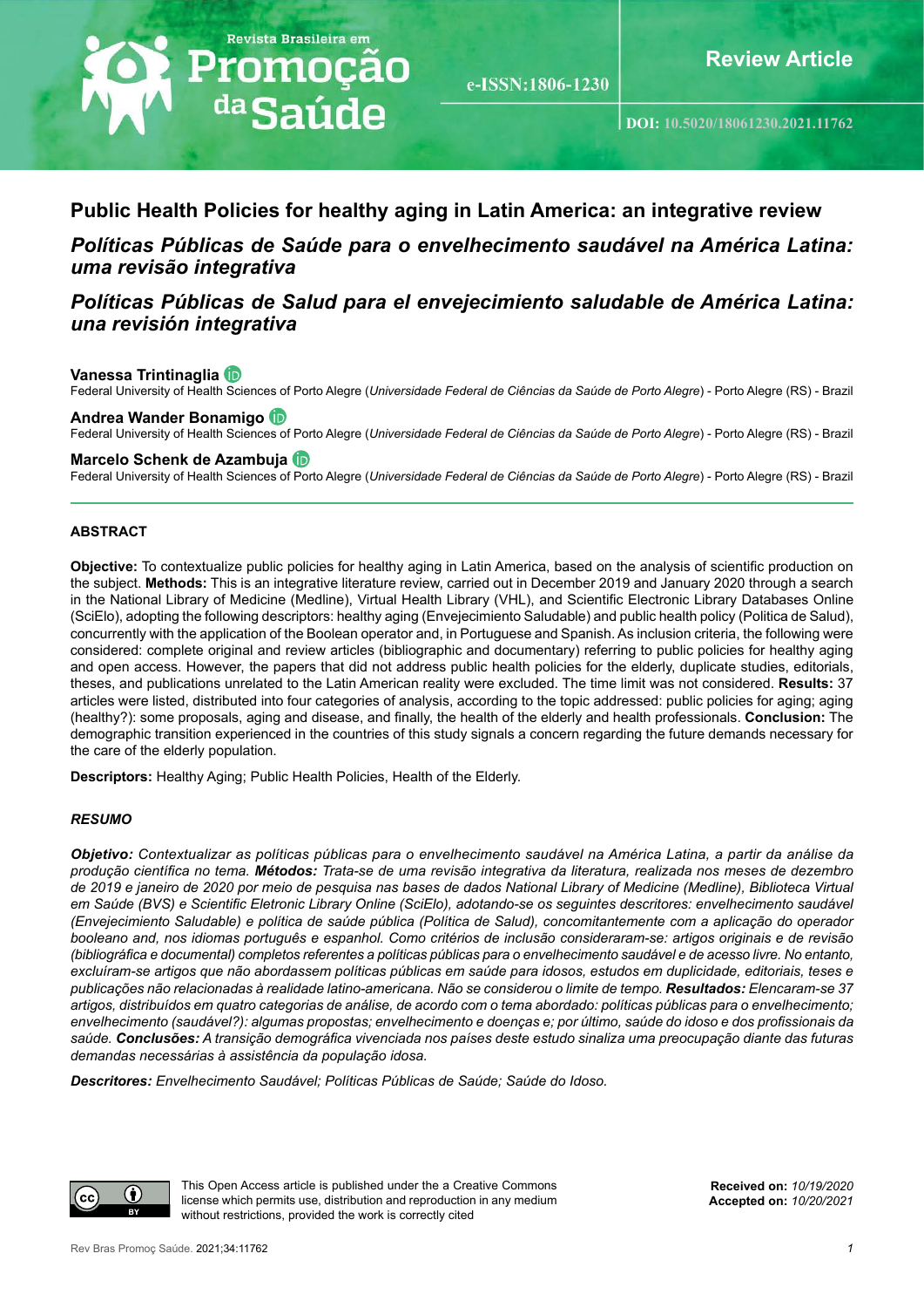Review Article

e-ISSN:1806-1230

DOI: 10.5020/18061230.2021.11762

# Public Health Policies for healthy aging in Latin America: an integrative review

## *Políticas Públicas de Saúde para o envelhecimento saudável na América Latina: uma revisão integrativa*

## *Políticas Públicas de Salud para el envejecimiento saludable de América Latina: una revisión integrativa*

**Vanessa Trintinaglia**
Federal University of Health Sciences of Porto Alegre (*Universidade Federal de Ciências da Saúde de Porto Alegre*) - Porto Alegre (RS) - Brazil

**Andrea Wander Bonamigo**
Federal University of Health Sciences of Porto Alegre (*Universidade Federal de Ciências da Saúde de Porto Alegre*) - Porto Alegre (RS) - Brazil

**Marcelo Schenk de Azambuja**
Federal University of Health Sciences of Porto Alegre (*Universidade Federal de Ciências da Saúde de Porto Alegre*) - Porto Alegre (RS) - Brazil

### ABSTRACT

**Objective:** To contextualize public policies for healthy aging in Latin America, based on the analysis of scientific production on the subject. **Methods:** This is an integrative literature review, carried out in December 2019 and January 2020 through a search in the National Library of Medicine (Medline), Virtual Health Library (VHL), and Scientific Electronic Library Databases Online (SciElo), adopting the following descriptors: healthy aging (Envejecimiento Saludable) and public health policy (Politica de Salud), concurrently with the application of the Boolean operator and, in Portuguese and Spanish. As inclusion criteria, the following were considered: complete original and review articles (bibliographic and documentary) referring to public policies for healthy aging and open access. However, the papers that did not address public health policies for the elderly, duplicate studies, editorials, theses, and publications unrelated to the Latin American reality were excluded. The time limit was not considered. **Results:** 37 articles were listed, distributed into four categories of analysis, according to the topic addressed: public policies for aging; aging (healthy?): some proposals, aging and disease, and finally, the health of the elderly and health professionals. **Conclusion:** The demographic transition experienced in the countries of this study signals a concern regarding the future demands necessary for the care of the elderly population.

**Descriptors:** Healthy Aging; Public Health Policies, Health of the Elderly.

### *RESUMO*

***Objetivo:*** *Contextualizar as políticas públicas para o envelhecimento saudável na América Latina, a partir da análise da produção científica no tema.* ***Métodos:*** *Trata-se de uma revisão integrativa da literatura, realizada nos meses de dezembro de 2019 e janeiro de 2020 por meio de pesquisa nas bases de dados National Library of Medicine (Medline), Biblioteca Virtual em Saúde (BVS) e Scientific Eletronic Library Online (SciElo), adotando-se os seguintes descritores: envelhecimento saudável (Envejecimiento Saludable) e política de saúde pública (Política de Salud), concomitantemente com a aplicação do operador booleano and, nos idiomas português e espanhol. Como critérios de inclusão consideraram-se: artigos originais e de revisão (bibliográfica e documental) completos referentes a políticas públicas para o envelhecimento saudável e de acesso livre. No entanto, excluíram-se artigos que não abordassem políticas públicas em saúde para idosos, estudos em duplicidade, editoriais, teses e publicações não relacionadas à realidade latino-americana. Não se considerou o limite de tempo.* ***Resultados:*** *Elencaram-se 37 artigos, distribuídos em quatro categorias de análise, de acordo com o tema abordado: políticas públicas para o envelhecimento; envelhecimento (saudável?): algumas propostas; envelhecimento e doenças e; por último, saúde do idoso e dos profissionais da saúde.* ***Conclusões:*** *A transição demográfica vivenciada nos países deste estudo sinaliza uma preocupação diante das futuras demandas necessárias à assistência da população idosa.*

***Descritores:*** *Envelhecimento Saudável; Políticas Públicas de Saúde; Saúde do Idoso.*

This Open Access article is published under the a Creative Commons license which permits use, distribution and reproduction in any medium without restrictions, provided the work is correctly cited

**Received on:** *10/19/2020*
**Accepted on:** *10/20/2021*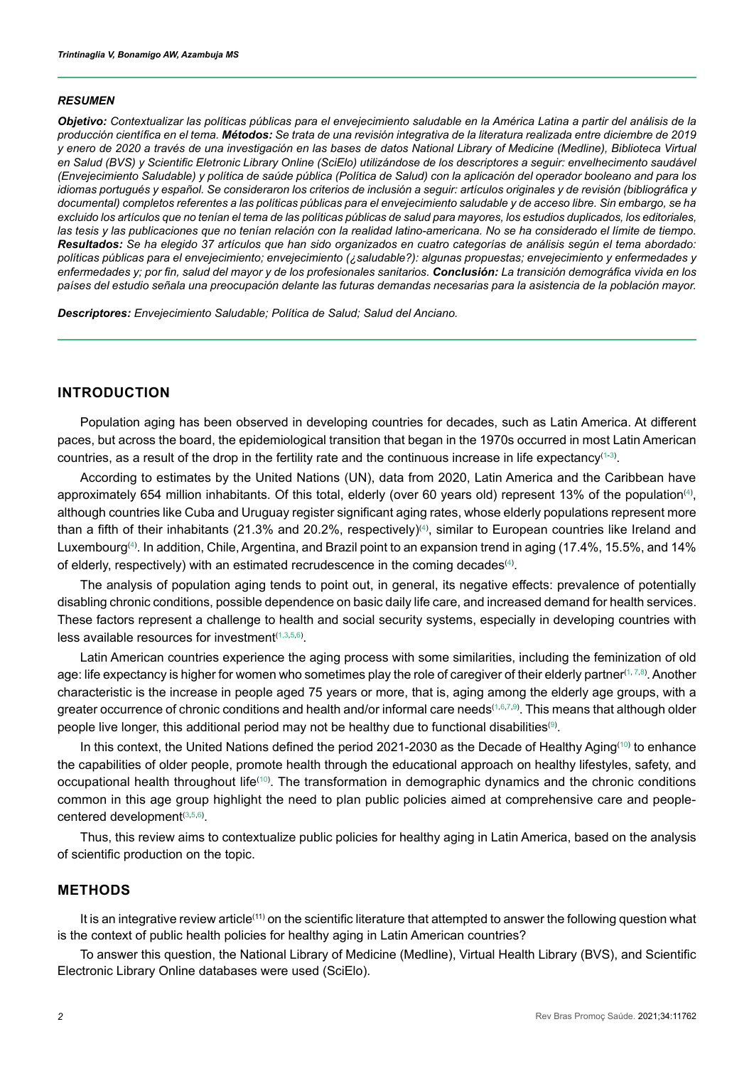### *RESUMEN*

***Objetivo:** Contextualizar las políticas públicas para el envejecimiento saludable en la América Latina a partir del análisis de la producción científica en el tema. **Métodos:** Se trata de una revisión integrativa de la literatura realizada entre diciembre de 2019 y enero de 2020 a través de una investigación en las bases de datos National Library of Medicine (Medline), Biblioteca Virtual en Salud (BVS) y Scientific Eletronic Library Online (SciElo) utilizándose de los descriptores a seguir: envelhecimento saudável (Envejecimiento Saludable) y política de saúde pública (Política de Salud) con la aplicación del operador booleano and para los idiomas portugués y español. Se consideraron los criterios de inclusión a seguir: artículos originales y de revisión (bibliográfica y documental) completos referentes a las políticas públicas para el envejecimiento saludable y de acceso libre. Sin embargo, se ha excluido los artículos que no tenían el tema de las políticas públicas de salud para mayores, los estudios duplicados, los editoriales, las tesis y las publicaciones que no tenían relación con la realidad latino-americana. No se ha considerado el límite de tiempo. **Resultados:** Se ha elegido 37 artículos que han sido organizados en cuatro categorías de análisis según el tema abordado: políticas públicas para el envejecimiento; envejecimiento (¿saludable?): algunas propuestas; envejecimiento y enfermedades y enfermedades y; por fin, salud del mayor y de los profesionales sanitarios. **Conclusión:** La transición demográfica vivida en los países del estudio señala una preocupación delante las futuras demandas necesarias para la asistencia de la población mayor.*

***Descriptores:** Envejecimiento Saludable; Política de Salud; Salud del Anciano.*

## INTRODUCTION

Population aging has been observed in developing countries for decades, such as Latin America. At different paces, but across the board, the epidemiological transition that began in the 1970s occurred in most Latin American countries, as a result of the drop in the fertility rate and the continuous increase in life expectancy[1-3].

According to estimates by the United Nations (UN), data from 2020, Latin America and the Caribbean have approximately 654 million inhabitants. Of this total, elderly (over 60 years old) represent 13% of the population[4], although countries like Cuba and Uruguay register significant aging rates, whose elderly populations represent more than a fifth of their inhabitants (21.3% and 20.2%, respectively)[4], similar to European countries like Ireland and Luxembourg[4]. In addition, Chile, Argentina, and Brazil point to an expansion trend in aging (17.4%, 15.5%, and 14% of elderly, respectively) with an estimated recrudescence in the coming decades[4].

The analysis of population aging tends to point out, in general, its negative effects: prevalence of potentially disabling chronic conditions, possible dependence on basic daily life care, and increased demand for health services. These factors represent a challenge to health and social security systems, especially in developing countries with less available resources for investment[1,3,5,6].

Latin American countries experience the aging process with some similarities, including the feminization of old age: life expectancy is higher for women who sometimes play the role of caregiver of their elderly partner[1,7,8]. Another characteristic is the increase in people aged 75 years or more, that is, aging among the elderly age groups, with a greater occurrence of chronic conditions and health and/or informal care needs[1,6,7,9]. This means that although older people live longer, this additional period may not be healthy due to functional disabilities[9].

In this context, the United Nations defined the period 2021-2030 as the Decade of Healthy Aging[10] to enhance the capabilities of older people, promote health through the educational approach on healthy lifestyles, safety, and occupational health throughout life[10]. The transformation in demographic dynamics and the chronic conditions common in this age group highlight the need to plan public policies aimed at comprehensive care and people-centered development[3,5,6].

Thus, this review aims to contextualize public policies for healthy aging in Latin America, based on the analysis of scientific production on the topic.

## METHODS

It is an integrative review article[11] on the scientific literature that attempted to answer the following question what is the context of public health policies for healthy aging in Latin American countries?

To answer this question, the National Library of Medicine (Medline), Virtual Health Library (BVS), and Scientific Electronic Library Online databases were used (SciElo).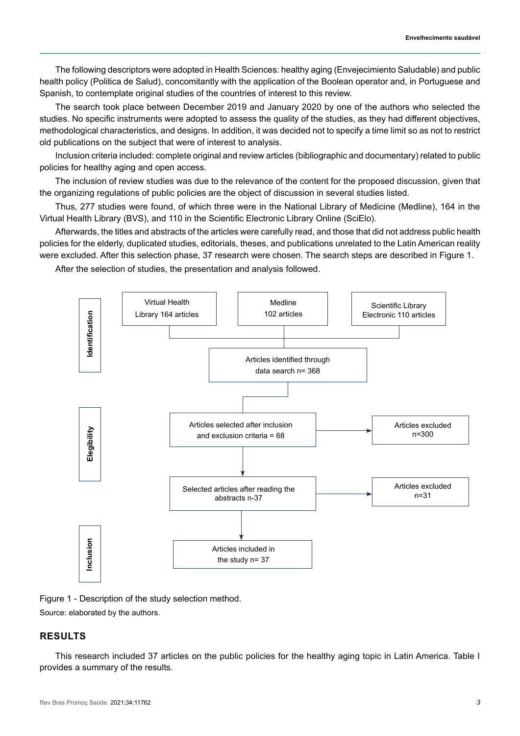The following descriptors were adopted in Health Sciences: healthy aging (Envejecimiento Saludable) and public health policy (Politica de Salud), concomitantly with the application of the Boolean operator and, in Portuguese and Spanish, to contemplate original studies of the countries of interest to this review.

The search took place between December 2019 and January 2020 by one of the authors who selected the studies. No specific instruments were adopted to assess the quality of the studies, as they had different objectives, methodological characteristics, and designs. In addition, it was decided not to specify a time limit so as not to restrict old publications on the subject that were of interest to analysis.

Inclusion criteria included: complete original and review articles (bibliographic and documentary) related to public policies for healthy aging and open access.

The inclusion of review studies was due to the relevance of the content for the proposed discussion, given that the organizing regulations of public policies are the object of discussion in several studies listed.

Thus, 277 studies were found, of which three were in the National Library of Medicine (Medline), 164 in the Virtual Health Library (BVS), and 110 in the Scientific Electronic Library Online (SciElo).

Afterwards, the titles and abstracts of the articles were carefully read, and those that did not address public health policies for the elderly, duplicated studies, editorials, theses, and publications unrelated to the Latin American reality were excluded. After this selection phase, 37 research were chosen. The search steps are described in Figure 1.

After the selection of studies, the presentation and analysis followed.

**Identification**

- Virtual Health Library 164 articles
- Medline 102 articles
- Scientific Library Electronic 110 articles
- Articles identified through data search n= 368

**Elegibility**

- Articles selected after inclusion and exclusion criteria = 68 → Articles excluded n=300
- Selected articles after reading the abstracts n-37 → Articles excluded n=31

**Inclusion**

- Articles included in the study n= 37

Figure 1 - Description of the study selection method.

Source: elaborated by the authors.

## RESULTS

This research included 37 articles on the public policies for the healthy aging topic in Latin America. Table I provides a summary of the results.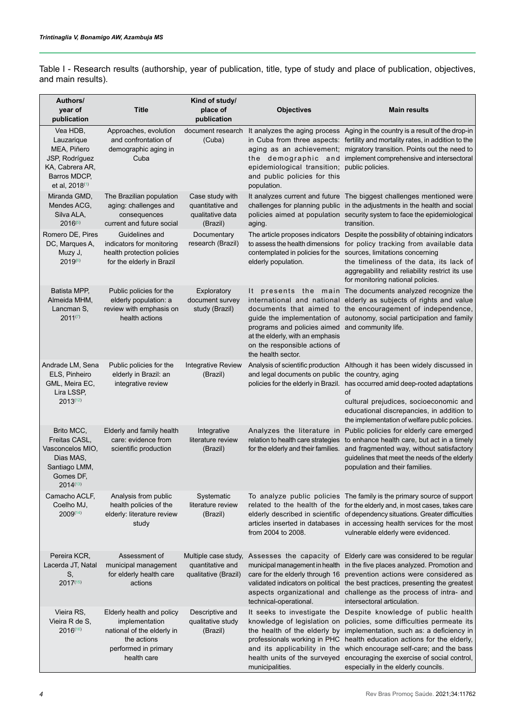Table I - Research results (authorship, year of publication, title, type of study and place of publication, objectives, and main results).

| Authors/ year of publication | Títle | Kind of study/ place of publication | Objectives | Main results |
|---|---|---|---|---|
| Vea HDB, Lauzarique MEA, Piñero JSP, Rodríguez KA, Cabrera AR, Barros MDCP, et al, 2018[1] | Approaches, evolution and confrontation of demographic aging in Cuba | document research (Cuba) | It analyzes the aging process in Cuba from three aspects: aging as an achievement; the demographic and epidemiological transition; and public policies for this population. | Aging in the country is a result of the drop-in fertility and mortality rates, in addition to the migratory transition. Points out the need to implement comprehensive and intersectoral public policies. |
| Miranda GMD, Mendes ACG, Silva ALA, 2016[5] | The Brazilian population aging: challenges and consequences current and future social | Case study with quantitative and qualitative data (Brazil) | It analyzes current and future challenges for planning public policies aimed at population aging. | The biggest challenges mentioned were in the adjustments in the health and social security system to face the epidemiological transition. |
| Romero DE, Pires DC, Marques A, Muzy J, 2019[6] | Guidelines and indicators for monitoring health protection policies for the elderly in Brazil | Documentary research (Brazil) | The article proposes indicators to assess the health dimensions contemplated in policies for the elderly population. | Despite the possibility of obtaining indicators for policy tracking from available data sources, limitations concerning the timeliness of the data, its lack of aggregability and reliability restrict its use for monitoring national policies. |
| Batista MPP, Almeida MHM, Lancman S, 2011[7] | Public policies for the elderly population: a review with emphasis on health actions | Exploratory document survey study (Brazil) | It presents the main international and national documents that aimed to guide the implementation of programs and policies aimed at the elderly, with an emphasis on the responsible actions of the health sector. | The documents analyzed recognize the elderly as subjects of rights and value the encouragement of independence, autonomy, social participation and family and community life. |
| Andrade LM, Sena ELS, Pinheiro GML, Meira EC, Lira LSSP, 2013[12] | Public policies for the elderly in Brazil: an integrative review | Integrative Review (Brazil) | Analysis of scientific production and legal documents on public policies for the elderly in Brazil. | Although it has been widely discussed in the country, aging has occurred amid deep-rooted adaptations of cultural prejudices, socioeconomic and educational discrepancies, in addition to the implementation of welfare public policies. |
| Brito MCC, Freitas CASL, Vasconcelos MIO, Dias MAS, Santiago LMM, Gomes DF, 2014[13] | Elderly and family health care: evidence from scientific production | Integrative literature review (Brazil) | Analyzes the literature in relation to health care strategies for the elderly and their families. | Public policies for elderly care emerged to enhance health care, but act in a timely and fragmented way, without satisfactory guidelines that meet the needs of the elderly population and their families. |
| Camacho ACLF, Coelho MJ, 2009[14] | Analysis from public health policies of the elderly: literature review study | Systematic literature review (Brazil) | To analyze public policies related to the health of the elderly described in scientific articles inserted in databases from 2004 to 2008. | The family is the primary source of support for the elderly and, in most cases, takes care of dependency situations. Greater difficulties in accessing health services for the most vulnerable elderly were evidenced. |
| Pereira KCR, Lacerda JT, Natal S, 2017[15] | Assessment of municipal management for elderly health care actions | Multiple case study, quantitative and qualitative (Brazil) | Assesses the capacity of municipal management in health care for the elderly through 16 validated indicators on political aspects organizational and technical-operational. | Elderly care was considered to be regular in the five places analyzed. Promotion and prevention actions were considered as the best practices, presenting the greatest challenge as the process of intra- and intersectoral articulation. |
| Vieira RS, Vieira R de S, 2016[16] | Elderly health and policy implementation national of the elderly in the actions performed in primary health care | Descriptive and qualitative study (Brazil) | It seeks to investigate the knowledge of legislation on the health of the elderly by professionals working in PHC and its applicability in the health units of the surveyed municipalities. | Despite knowledge of public health policies, some difficulties permeate its implementation, such as: a deficiency in health education actions for the elderly, which encourage self-care; and the bass encouraging the exercise of social control, especially in the elderly councils. |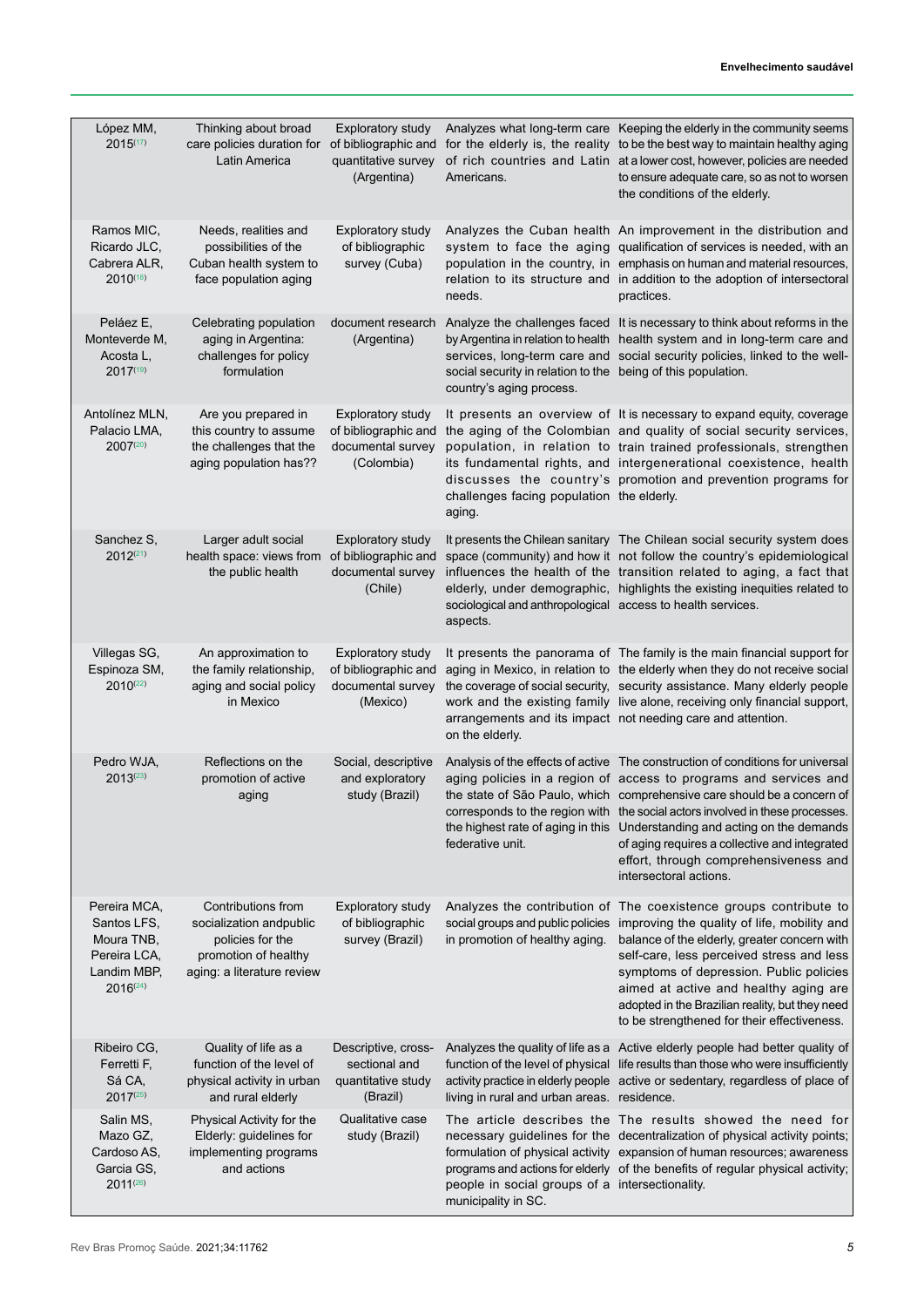| | | | | |
|---|---|---|---|---|
| López MM, 2015[17] | Thinking about broad care policies duration for Latin America | Exploratory study of bibliographic and quantitative survey (Argentina) | Analyzes what long-term care for the elderly is, the reality of rich countries and Latin Americans. | Keeping the elderly in the community seems to be the best way to maintain healthy aging at a lower cost, however, policies are needed to ensure adequate care, so as not to worsen the conditions of the elderly. |
| Ramos MIC, Ricardo JLC, Cabrera ALR, 2010[18] | Needs, realities and possibilities of the Cuban health system to face population aging | Exploratory study of bibliographic survey (Cuba) | Analyzes the Cuban health system to face the aging population in the country, in relation to its structure and needs. | An improvement in the distribution and qualification of services is needed, with an emphasis on human and material resources, in addition to the adoption of intersectoral practices. |
| Peláez E, Monteverde M, Acosta L, 2017[19] | Celebrating population aging in Argentina: challenges for policy formulation | document research (Argentina) | Analyze the challenges faced by Argentina in relation to health services, long-term care and social security in relation to the country's aging process. | It is necessary to think about reforms in the health system and in long-term care and social security policies, linked to the well-being of this population. |
| Antolínez MLN, Palacio LMA, 2007[20] | Are you prepared in this country to assume the challenges that the aging population has?? | Exploratory study of bibliographic and documental survey (Colombia) | It presents an overview of the aging of the Colombian population, in relation to its fundamental rights, and discusses the country's challenges facing population aging. | It is necessary to expand equity, coverage and quality of social security services, train trained professionals, strengthen intergenerational coexistence, health promotion and prevention programs for the elderly. |
| Sanchez S, 2012[21] | Larger adult social health space: views from the public health | Exploratory study of bibliographic and documental survey (Chile) | It presents the Chilean sanitary space (community) and how it influences the health of the elderly, under demographic, sociological and anthropological aspects. | The Chilean social security system does not follow the country's epidemiological transition related to aging, a fact that highlights the existing inequities related to access to health services. |
| Villegas SG, Espinoza SM, 2010[22] | An approximation to the family relationship, aging and social policy in Mexico | Exploratory study of bibliographic and documental survey (Mexico) | It presents the panorama of aging in Mexico, in relation to the coverage of social security, work and the existing family arrangements and its impact on the elderly. | The family is the main financial support for the elderly when they do not receive social security assistance. Many elderly people live alone, receiving only financial support, not needing care and attention. |
| Pedro WJA, 2013[23] | Reflections on the promotion of active aging | Social, descriptive and exploratory study (Brazil) | Analysis of the effects of active aging policies in a region of the state of São Paulo, which corresponds to the region with the highest rate of aging in this federative unit. | The construction of conditions for universal access to programs and services and comprehensive care should be a concern of the social actors involved in these processes. Understanding and acting on the demands of aging requires a collective and integrated effort, through comprehensiveness and intersectoral actions. |
| Pereira MCA, Santos LFS, Moura TNB, Pereira LCA, Landim MBP, 2016[24] | Contributions from socialization andpublic policies for the promotion of healthy aging: a literature review | Exploratory study of bibliographic survey (Brazil) | Analyzes the contribution of social groups and public policies in promotion of healthy aging. | The coexistence groups contribute to improving the quality of life, mobility and balance of the elderly, greater concern with self-care, less perceived stress and less symptoms of depression. Public policies aimed at active and healthy aging are adopted in the Brazilian reality, but they need to be strengthened for their effectiveness. |
| Ribeiro CG, Ferretti F, Sá CA, 2017[25] | Quality of life as a function of the level of physical activity in urban and rural elderly | Descriptive, cross-sectional and quantitative study (Brazil) | Analyzes the quality of life as a function of the level of physical activity practice in elderly people living in rural and urban areas. | Active elderly people had better quality of life results than those who were insufficiently active or sedentary, regardless of place of residence. |
| Salin MS, Mazo GZ, Cardoso AS, Garcia GS, 2011[26] | Physical Activity for the Elderly: guidelines for implementing programs and actions | Qualitative case study (Brazil) | The article describes the necessary guidelines for the formulation of physical activity programs and actions for elderly people in social groups of a municipality in SC. | The results showed the need for decentralization of physical activity points; expansion of human resources; awareness of the benefits of regular physical activity; intersectionality. |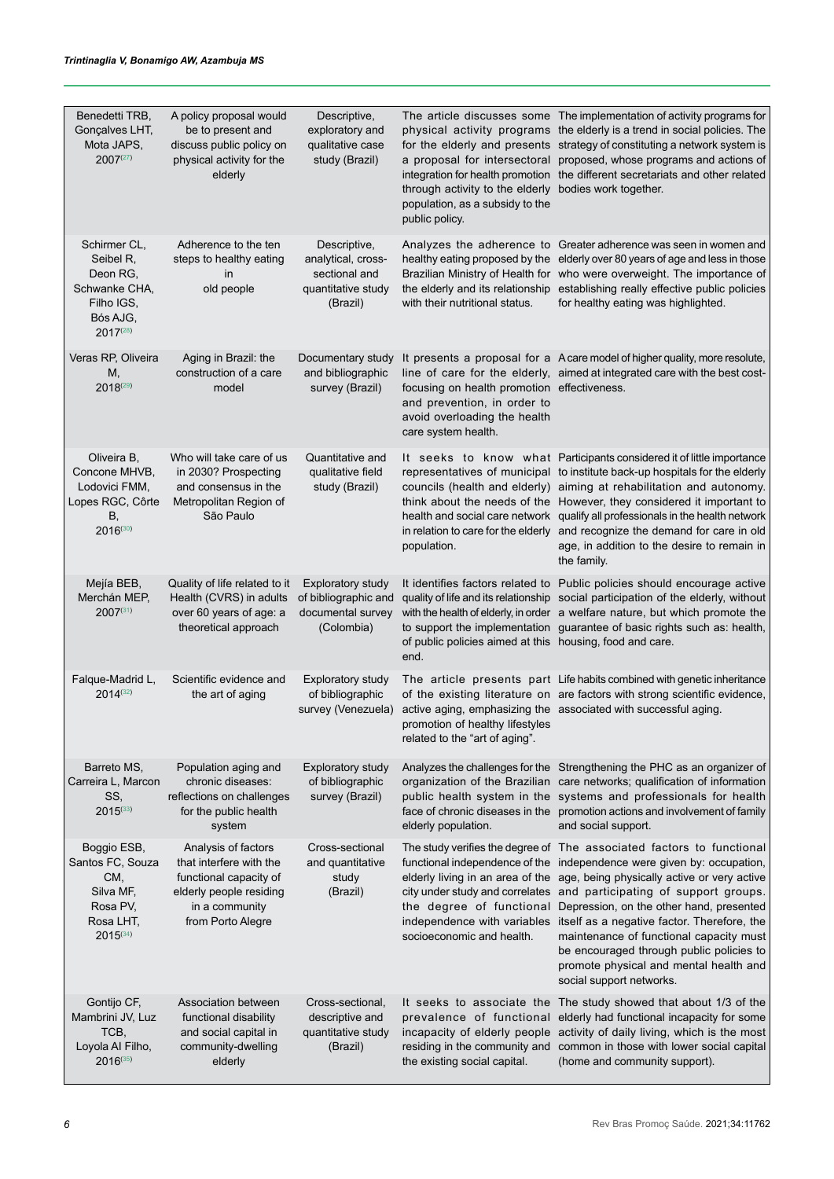| | | | | |
|---|---|---|---|---|
| Benedetti TRB, Gonçalves LHT, Mota JAPS, 2007[27] | A policy proposal would be to present and discuss public policy on physical activity for the elderly | Descriptive, exploratory and qualitative case study (Brazil) | The article discusses some physical activity programs for the elderly and presents a proposal for intersectoral integration for health promotion through activity to the elderly population, as a subsidy to the public policy. | The implementation of activity programs for the elderly is a trend in social policies. The strategy of constituting a network system is proposed, whose programs and actions of the different secretariats and other related bodies work together. |
| Schirmer CL, Seibel R, Deon RG, Schwanke CHA, Filho IGS, Bós AJG, 2017[28] | Adherence to the ten steps to healthy eating in old people | Descriptive, analytical, cross-sectional and quantitative study (Brazil) | Analyzes the adherence to healthy eating proposed by the Brazilian Ministry of Health for the elderly and its relationship with their nutritional status. | Greater adherence was seen in women and elderly over 80 years of age and less in those who were overweight. The importance of establishing really effective public policies for healthy eating was highlighted. |
| Veras RP, Oliveira M, 2018[29] | Aging in Brazil: the construction of a care model | Documentary study and bibliographic survey (Brazil) | It presents a proposal for a line of care for the elderly, focusing on health promotion and prevention, in order to avoid overloading the health care system health. | A care model of higher quality, more resolute, aimed at integrated care with the best cost-effectiveness. |
| Oliveira B, Concone MHVB, Lodovici FMM, Lopes RGC, Côrte B, 2016[30] | Who will take care of us in 2030? Prospecting and consensus in the Metropolitan Region of São Paulo | Quantitative and qualitative field study (Brazil) | It seeks to know what representatives of municipal councils (health and elderly) think about the needs of the health and social care network in relation to care for the elderly population. | Participants considered it of little importance to institute back-up hospitals for the elderly aiming at rehabilitation and autonomy. However, they considered it important to qualify all professionals in the health network and recognize the demand for care in old age, in addition to the desire to remain in the family. |
| Mejía BEB, Merchán MEP, 2007[31] | Quality of life related to it Health (CVRS) in adults over 60 years of age: a theoretical approach | Exploratory study of bibliographic and documental survey (Colombia) | It identifies factors related to quality of life and its relationship with the health of elderly, in order to support the implementation of public policies aimed at this end. | Public policies should encourage active social participation of the elderly, without a welfare nature, but which promote the guarantee of basic rights such as: health, housing, food and care. |
| Falque-Madrid L, 2014[32] | Scientific evidence and the art of aging | Exploratory study of bibliographic survey (Venezuela) | The article presents part of the existing literature on active aging, emphasizing the promotion of healthy lifestyles related to the "art of aging". | Life habits combined with genetic inheritance are factors with strong scientific evidence, associated with successful aging. |
| Barreto MS, Carreira L, Marcon SS, 2015[33] | Population aging and chronic diseases: reflections on challenges for the public health system | Exploratory study of bibliographic survey (Brazil) | Analyzes the challenges for the organization of the Brazilian public health system in the face of chronic diseases in the elderly population. | Strengthening the PHC as an organizer of care networks; qualification of information systems and professionals for health promotion actions and involvement of family and social support. |
| Boggio ESB, Santos FC, Souza CM, Silva MF, Rosa PV, Rosa LHT, 2015[34] | Analysis of factors that interfere with the functional capacity of elderly people residing in a community from Porto Alegre | Cross-sectional and quantitative study (Brazil) | The study verifies the degree of functional independence of the elderly living in an area of the city under study and correlates the degree of functional independence with variables socioeconomic and health. | The associated factors to functional independence were given by: occupation, age, being physically active or very active and participating of support groups. Depression, on the other hand, presented itself as a negative factor. Therefore, the maintenance of functional capacity must be encouraged through public policies to promote physical and mental health and social support networks. |
| Gontijo CF, Mambrini JV, Luz TCB, Loyola AI Filho, 2016[35] | Association between functional disability and social capital in community-dwelling elderly | Cross-sectional, descriptive and quantitative study (Brazil) | It seeks to associate the prevalence of functional incapacity of elderly people residing in the community and the existing social capital. | The study showed that about 1/3 of the elderly had functional incapacity for some activity of daily living, which is the most common in those with lower social capital (home and community support). |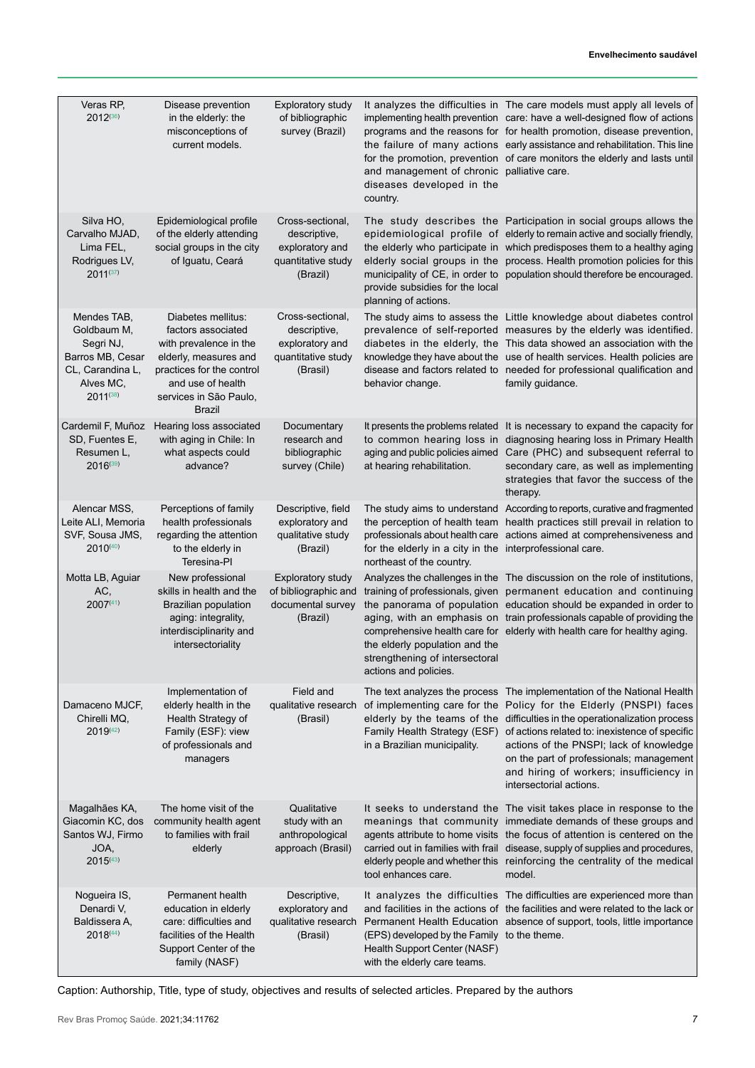| Authorship | Title | Type of study | Objectives | Results |
|---|---|---|---|---|
| Veras RP, 2012[36] | Disease prevention in the elderly: the misconceptions of current models. | Exploratory study of bibliographic survey (Brazil) | It analyzes the difficulties in implementing health prevention programs and the reasons for the failure of many actions for the promotion, prevention and management of chronic diseases developed in the country. | The care models must apply all levels of care: have a well-designed flow of actions for health promotion, disease prevention, early assistance and rehabilitation. This line of care monitors the elderly and lasts until palliative care. |
| Silva HO, Carvalho MJAD, Lima FEL, Rodrigues LV, 2011[37] | Epidemiological profile of the elderly attending social groups in the city of Iguatu, Ceará | Cross-sectional, descriptive, exploratory and quantitative study (Brazil) | The study describes the epidemiological profile of the elderly who participate in elderly social groups in the municipality of CE, in order to provide subsidies for the local planning of actions. | Participation in social groups allows the elderly to remain active and socially friendly, which predisposes them to a healthy aging process. Health promotion policies for this population should therefore be encouraged. |
| Mendes TAB, Goldbaum M, Segri NJ, Barros MB, Cesar CL, Carandina L, Alves MC, 2011[38] | Diabetes mellitus: factors associated with prevalence in the elderly, measures and practices for the control and use of health services in São Paulo, Brazil | Cross-sectional, descriptive, exploratory and quantitative study (Brasil) | The study aims to assess the prevalence of self-reported diabetes in the elderly, the knowledge they have about the disease and factors related to behavior change. | Little knowledge about diabetes control measures by the elderly was identified. This data showed an association with the use of health services. Health policies are needed for professional qualification and family guidance. |
| Cardemil F, Muñoz SD, Fuentes E, Resumen L, 2016[39] | Hearing loss associated with aging in Chile: In what aspects could advance? | Documentary research and bibliographic survey (Chile) | It presents the problems related to common hearing loss in aging and public policies aimed at hearing rehabilitation. | It is necessary to expand the capacity for diagnosing hearing loss in Primary Health Care (PHC) and subsequent referral to secondary care, as well as implementing strategies that favor the success of the therapy. |
| Alencar MSS, Leite ALI, Memoria SVF, Sousa JMS, 2010[40] | Perceptions of family health professionals regarding the attention to the elderly in Teresina-PI | Descriptive, field exploratory and qualitative study (Brazil) | The study aims to understand the perception of health team professionals about health care for the elderly in a city in the northeast of the country. | According to reports, curative and fragmented health practices still prevail in relation to actions aimed at comprehensiveness and interprofessional care. |
| Motta LB, Aguiar AC, 2007[41] | New professional skills in health and the Brazilian population aging: integrality, interdisciplinarity and intersectoriality | Exploratory study of bibliographic and documental survey (Brazil) | Analyzes the challenges in the training of professionals, given the panorama of population aging, with an emphasis on comprehensive health care for the elderly population and the strengthening of intersectoral actions and policies. | The discussion on the role of institutions, permanent education and continuing education should be expanded in order to train professionals capable of providing the elderly with health care for healthy aging. |
| Damaceno MJCF, Chirelli MQ, 2019[42] | Implementation of elderly health in the Health Strategy of Family (ESF): view of professionals and managers | Field and qualitative research (Brasil) | The text analyzes the process of implementing care for the elderly by the teams of the Family Health Strategy (ESF) in a Brazilian municipality. | The implementation of the National Health Policy for the Elderly (PNSPI) faces difficulties in the operationalization process of actions related to: inexistence of specific actions of the PNSPI; lack of knowledge on the part of professionals; management and hiring of workers; insufficiency in intersectorial actions. |
| Magalhães KA, Giacomin KC, dos Santos WJ, Firmo JOA, 2015[43] | The home visit of the community health agent to families with frail elderly | Qualitative study with an anthropological approach (Brasil) | It seeks to understand the meanings that community agents attribute to home visits carried out in families with frail elderly people and whether this tool enhances care. | The visit takes place in response to the immediate demands of these groups and the focus of attention is centered on the disease, supply of supplies and procedures, reinforcing the centrality of the medical model. |
| Nogueira IS, Denardi V, Baldissera A, 2018[44] | Permanent health education in elderly care: difficulties and facilities of the Health Support Center of the family (NASF) | Descriptive, exploratory and qualitative research (Brasil) | It analyzes the difficulties and facilities in the actions of Permanent Health Education (EPS) developed by the Family Health Support Center (NASF) with the elderly care teams. | The difficulties are experienced more than the facilities and were related to the lack or absence of support, tools, little importance to the theme. |

Caption: Authorship, Title, type of study, objectives and results of selected articles. Prepared by the authors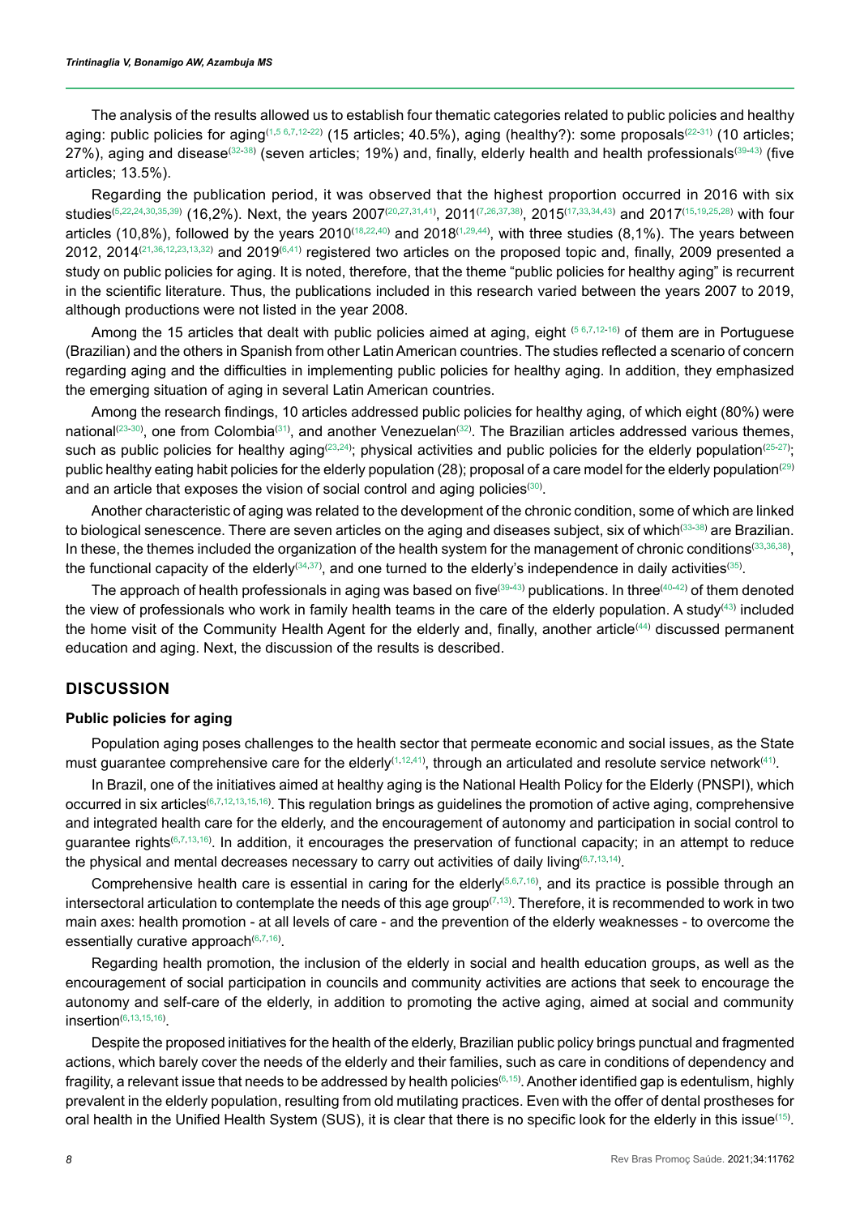The analysis of the results allowed us to establish four thematic categories related to public policies and healthy aging: public policies for aging[1,5 6,7,12-22] (15 articles; 40.5%), aging (healthy?): some proposals[22-31] (10 articles; 27%), aging and disease[32-38] (seven articles; 19%) and, finally, elderly health and health professionals[39-43] (five articles; 13.5%).

Regarding the publication period, it was observed that the highest proportion occurred in 2016 with six studies[5,22,24,30,35,39] (16,2%). Next, the years 2007[20,27,31,41], 2011[7,26,37,38], 2015[17,33,34,43] and 2017[15,19,25,28] with four articles (10,8%), followed by the years 2010[18,22,40] and 2018[1,29,44], with three studies (8,1%). The years between 2012, 2014[21,36,12,23,13,32] and 2019[6,41] registered two articles on the proposed topic and, finally, 2009 presented a study on public policies for aging. It is noted, therefore, that the theme "public policies for healthy aging" is recurrent in the scientific literature. Thus, the publications included in this research varied between the years 2007 to 2019, although productions were not listed in the year 2008.

Among the 15 articles that dealt with public policies aimed at aging, eight [5 6,7,12-16] of them are in Portuguese (Brazilian) and the others in Spanish from other Latin American countries. The studies reflected a scenario of concern regarding aging and the difficulties in implementing public policies for healthy aging. In addition, they emphasized the emerging situation of aging in several Latin American countries.

Among the research findings, 10 articles addressed public policies for healthy aging, of which eight (80%) were national[23-30], one from Colombia[31], and another Venezuelan[32]. The Brazilian articles addressed various themes, such as public policies for healthy aging[23,24]; physical activities and public policies for the elderly population[25-27]; public healthy eating habit policies for the elderly population (28); proposal of a care model for the elderly population[29] and an article that exposes the vision of social control and aging policies[30].

Another characteristic of aging was related to the development of the chronic condition, some of which are linked to biological senescence. There are seven articles on the aging and diseases subject, six of which[33-38] are Brazilian. In these, the themes included the organization of the health system for the management of chronic conditions[33,36,38], the functional capacity of the elderly[34,37], and one turned to the elderly's independence in daily activities[35].

The approach of health professionals in aging was based on five[39-43] publications. In three[40-42] of them denoted the view of professionals who work in family health teams in the care of the elderly population. A study[43] included the home visit of the Community Health Agent for the elderly and, finally, another article[44] discussed permanent education and aging. Next, the discussion of the results is described.

## DISCUSSION

### Public policies for aging

Population aging poses challenges to the health sector that permeate economic and social issues, as the State must guarantee comprehensive care for the elderly[1,12,41], through an articulated and resolute service network[41].

In Brazil, one of the initiatives aimed at healthy aging is the National Health Policy for the Elderly (PNSPI), which occurred in six articles[6,7,12,13,15,16]. This regulation brings as guidelines the promotion of active aging, comprehensive and integrated health care for the elderly, and the encouragement of autonomy and participation in social control to guarantee rights[6,7,13,16]. In addition, it encourages the preservation of functional capacity; in an attempt to reduce the physical and mental decreases necessary to carry out activities of daily living[6,7,13,14].

Comprehensive health care is essential in caring for the elderly[5,6,7,16], and its practice is possible through an intersectoral articulation to contemplate the needs of this age group[7,13]. Therefore, it is recommended to work in two main axes: health promotion - at all levels of care - and the prevention of the elderly weaknesses - to overcome the essentially curative approach[6,7,16].

Regarding health promotion, the inclusion of the elderly in social and health education groups, as well as the encouragement of social participation in councils and community activities are actions that seek to encourage the autonomy and self-care of the elderly, in addition to promoting the active aging, aimed at social and community insertion[6,13,15,16].

Despite the proposed initiatives for the health of the elderly, Brazilian public policy brings punctual and fragmented actions, which barely cover the needs of the elderly and their families, such as care in conditions of dependency and fragility, a relevant issue that needs to be addressed by health policies[6,15]. Another identified gap is edentulism, highly prevalent in the elderly population, resulting from old mutilating practices. Even with the offer of dental prostheses for oral health in the Unified Health System (SUS), it is clear that there is no specific look for the elderly in this issue[15].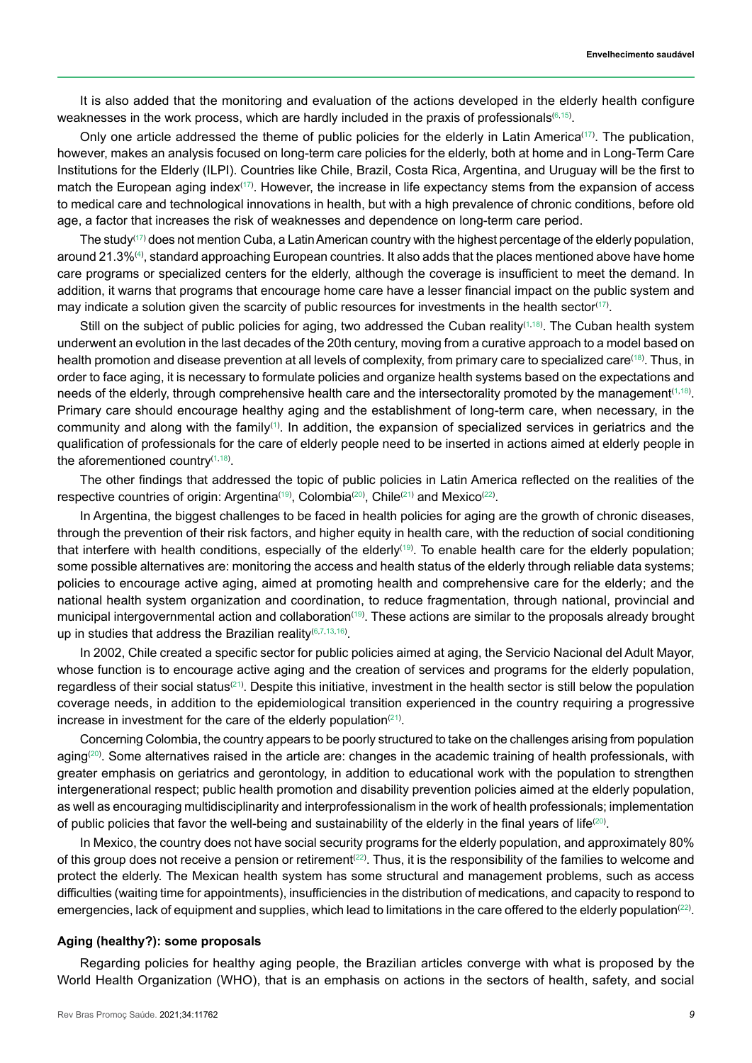It is also added that the monitoring and evaluation of the actions developed in the elderly health configure weaknesses in the work process, which are hardly included in the praxis of professionals[6,15].

Only one article addressed the theme of public policies for the elderly in Latin America[17]. The publication, however, makes an analysis focused on long-term care policies for the elderly, both at home and in Long-Term Care Institutions for the Elderly (ILPI). Countries like Chile, Brazil, Costa Rica, Argentina, and Uruguay will be the first to match the European aging index[17]. However, the increase in life expectancy stems from the expansion of access to medical care and technological innovations in health, but with a high prevalence of chronic conditions, before old age, a factor that increases the risk of weaknesses and dependence on long-term care period.

The study[17] does not mention Cuba, a Latin American country with the highest percentage of the elderly population, around 21.3%[4], standard approaching European countries. It also adds that the places mentioned above have home care programs or specialized centers for the elderly, although the coverage is insufficient to meet the demand. In addition, it warns that programs that encourage home care have a lesser financial impact on the public system and may indicate a solution given the scarcity of public resources for investments in the health sector[17].

Still on the subject of public policies for aging, two addressed the Cuban reality[1,18]. The Cuban health system underwent an evolution in the last decades of the 20th century, moving from a curative approach to a model based on health promotion and disease prevention at all levels of complexity, from primary care to specialized care[18]. Thus, in order to face aging, it is necessary to formulate policies and organize health systems based on the expectations and needs of the elderly, through comprehensive health care and the intersectorality promoted by the management[1,18]. Primary care should encourage healthy aging and the establishment of long-term care, when necessary, in the community and along with the family[1]. In addition, the expansion of specialized services in geriatrics and the qualification of professionals for the care of elderly people need to be inserted in actions aimed at elderly people in the aforementioned country[1,18].

The other findings that addressed the topic of public policies in Latin America reflected on the realities of the respective countries of origin: Argentina[19], Colombia[20], Chile[21] and Mexico[22].

In Argentina, the biggest challenges to be faced in health policies for aging are the growth of chronic diseases, through the prevention of their risk factors, and higher equity in health care, with the reduction of social conditioning that interfere with health conditions, especially of the elderly[19]. To enable health care for the elderly population; some possible alternatives are: monitoring the access and health status of the elderly through reliable data systems; policies to encourage active aging, aimed at promoting health and comprehensive care for the elderly; and the national health system organization and coordination, to reduce fragmentation, through national, provincial and municipal intergovernmental action and collaboration[19]. These actions are similar to the proposals already brought up in studies that address the Brazilian reality[6,7,13,16].

In 2002, Chile created a specific sector for public policies aimed at aging, the Servicio Nacional del Adult Mayor, whose function is to encourage active aging and the creation of services and programs for the elderly population, regardless of their social status[21]. Despite this initiative, investment in the health sector is still below the population coverage needs, in addition to the epidemiological transition experienced in the country requiring a progressive increase in investment for the care of the elderly population[21].

Concerning Colombia, the country appears to be poorly structured to take on the challenges arising from population aging[20]. Some alternatives raised in the article are: changes in the academic training of health professionals, with greater emphasis on geriatrics and gerontology, in addition to educational work with the population to strengthen intergenerational respect; public health promotion and disability prevention policies aimed at the elderly population, as well as encouraging multidisciplinarity and interprofessionalism in the work of health professionals; implementation of public policies that favor the well-being and sustainability of the elderly in the final years of life[20].

In Mexico, the country does not have social security programs for the elderly population, and approximately 80% of this group does not receive a pension or retirement[22]. Thus, it is the responsibility of the families to welcome and protect the elderly. The Mexican health system has some structural and management problems, such as access difficulties (waiting time for appointments), insufficiencies in the distribution of medications, and capacity to respond to emergencies, lack of equipment and supplies, which lead to limitations in the care offered to the elderly population[22].

### Aging (healthy?): some proposals

Regarding policies for healthy aging people, the Brazilian articles converge with what is proposed by the World Health Organization (WHO), that is an emphasis on actions in the sectors of health, safety, and social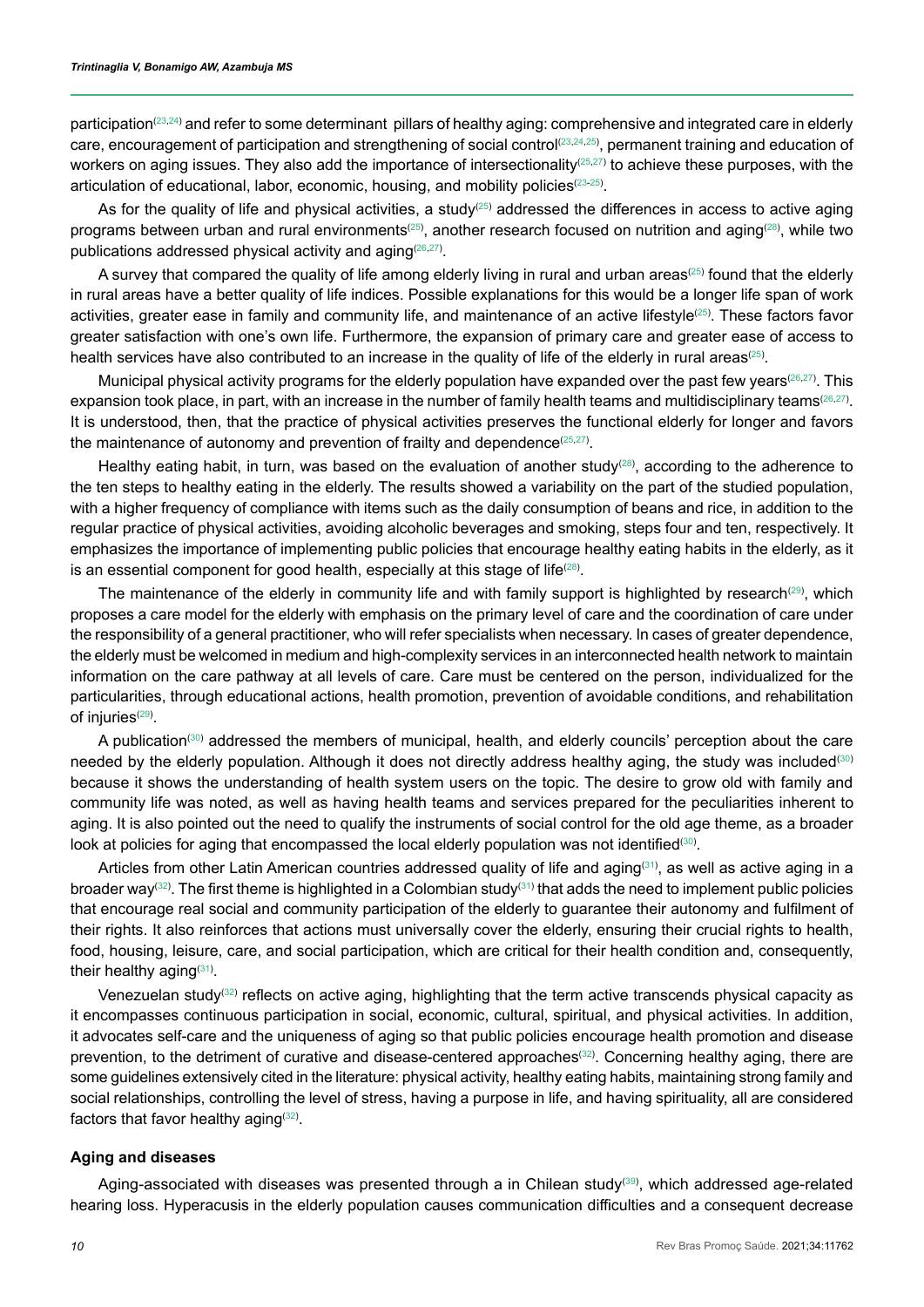participation[23,24] and refer to some determinant pillars of healthy aging: comprehensive and integrated care in elderly care, encouragement of participation and strengthening of social control[23,24,25], permanent training and education of workers on aging issues. They also add the importance of intersectionality[25,27] to achieve these purposes, with the articulation of educational, labor, economic, housing, and mobility policies[23-25].

As for the quality of life and physical activities, a study[25] addressed the differences in access to active aging programs between urban and rural environments[25], another research focused on nutrition and aging[28], while two publications addressed physical activity and aging[26,27].

A survey that compared the quality of life among elderly living in rural and urban areas[25] found that the elderly in rural areas have a better quality of life indices. Possible explanations for this would be a longer life span of work activities, greater ease in family and community life, and maintenance of an active lifestyle[25]. These factors favor greater satisfaction with one's own life. Furthermore, the expansion of primary care and greater ease of access to health services have also contributed to an increase in the quality of life of the elderly in rural areas[25].

Municipal physical activity programs for the elderly population have expanded over the past few years[26,27]. This expansion took place, in part, with an increase in the number of family health teams and multidisciplinary teams[26,27]. It is understood, then, that the practice of physical activities preserves the functional elderly for longer and favors the maintenance of autonomy and prevention of frailty and dependence[25,27].

Healthy eating habit, in turn, was based on the evaluation of another study[28], according to the adherence to the ten steps to healthy eating in the elderly. The results showed a variability on the part of the studied population, with a higher frequency of compliance with items such as the daily consumption of beans and rice, in addition to the regular practice of physical activities, avoiding alcoholic beverages and smoking, steps four and ten, respectively. It emphasizes the importance of implementing public policies that encourage healthy eating habits in the elderly, as it is an essential component for good health, especially at this stage of life[28].

The maintenance of the elderly in community life and with family support is highlighted by research[29], which proposes a care model for the elderly with emphasis on the primary level of care and the coordination of care under the responsibility of a general practitioner, who will refer specialists when necessary. In cases of greater dependence, the elderly must be welcomed in medium and high-complexity services in an interconnected health network to maintain information on the care pathway at all levels of care. Care must be centered on the person, individualized for the particularities, through educational actions, health promotion, prevention of avoidable conditions, and rehabilitation of injuries[29].

A publication[30] addressed the members of municipal, health, and elderly councils' perception about the care needed by the elderly population. Although it does not directly address healthy aging, the study was included[30] because it shows the understanding of health system users on the topic. The desire to grow old with family and community life was noted, as well as having health teams and services prepared for the peculiarities inherent to aging. It is also pointed out the need to qualify the instruments of social control for the old age theme, as a broader look at policies for aging that encompassed the local elderly population was not identified[30].

Articles from other Latin American countries addressed quality of life and aging[31], as well as active aging in a broader way[32]. The first theme is highlighted in a Colombian study[31] that adds the need to implement public policies that encourage real social and community participation of the elderly to guarantee their autonomy and fulfilment of their rights. It also reinforces that actions must universally cover the elderly, ensuring their crucial rights to health, food, housing, leisure, care, and social participation, which are critical for their health condition and, consequently, their healthy aging[31].

Venezuelan study[32] reflects on active aging, highlighting that the term active transcends physical capacity as it encompasses continuous participation in social, economic, cultural, spiritual, and physical activities. In addition, it advocates self-care and the uniqueness of aging so that public policies encourage health promotion and disease prevention, to the detriment of curative and disease-centered approaches[32]. Concerning healthy aging, there are some guidelines extensively cited in the literature: physical activity, healthy eating habits, maintaining strong family and social relationships, controlling the level of stress, having a purpose in life, and having spirituality, all are considered factors that favor healthy aging[32].

**Aging and diseases**

Aging-associated with diseases was presented through a in Chilean study[39], which addressed age-related hearing loss. Hyperacusis in the elderly population causes communication difficulties and a consequent decrease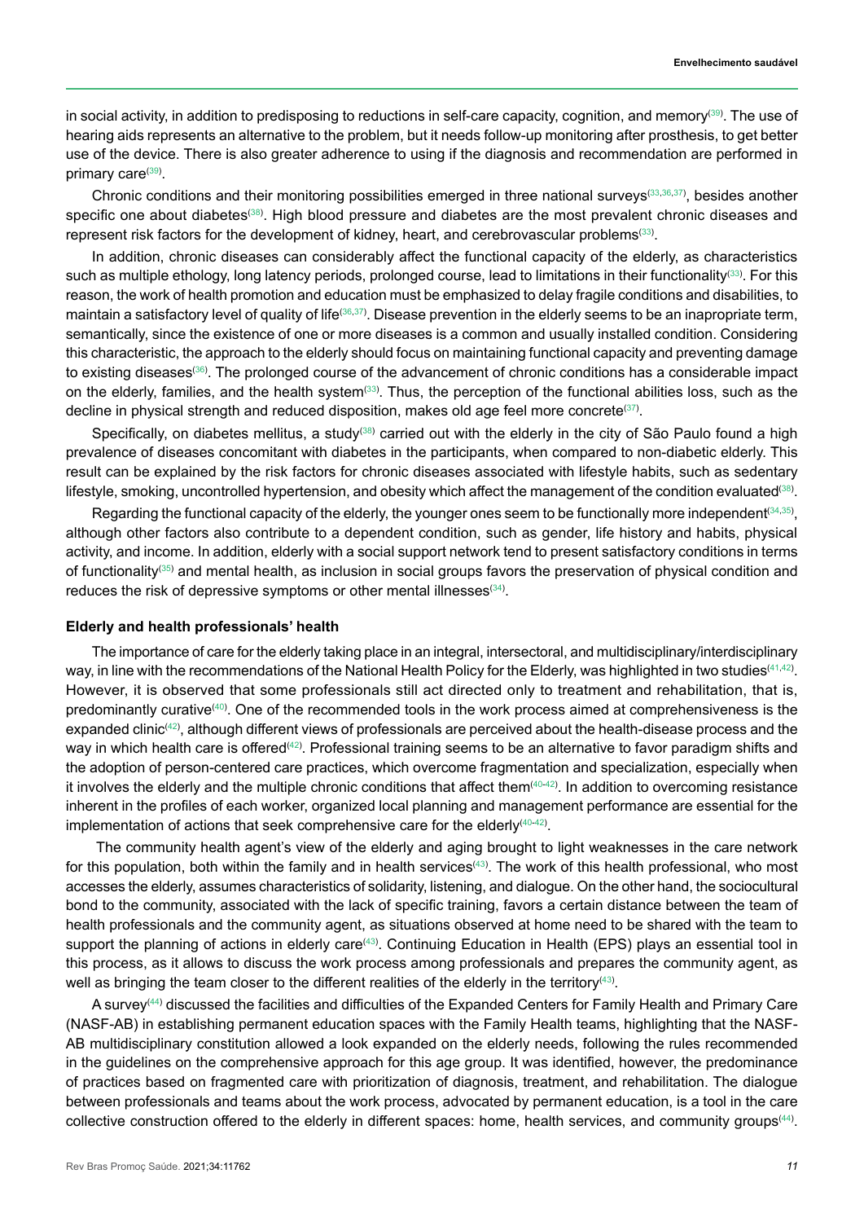in social activity, in addition to predisposing to reductions in self-care capacity, cognition, and memory[39]. The use of hearing aids represents an alternative to the problem, but it needs follow-up monitoring after prosthesis, to get better use of the device. There is also greater adherence to using if the diagnosis and recommendation are performed in primary care[39].

Chronic conditions and their monitoring possibilities emerged in three national surveys[33,36,37], besides another specific one about diabetes[38]. High blood pressure and diabetes are the most prevalent chronic diseases and represent risk factors for the development of kidney, heart, and cerebrovascular problems[33].

In addition, chronic diseases can considerably affect the functional capacity of the elderly, as characteristics such as multiple ethology, long latency periods, prolonged course, lead to limitations in their functionality[33]. For this reason, the work of health promotion and education must be emphasized to delay fragile conditions and disabilities, to maintain a satisfactory level of quality of life[36,37]. Disease prevention in the elderly seems to be an inapropriate term, semantically, since the existence of one or more diseases is a common and usually installed condition. Considering this characteristic, the approach to the elderly should focus on maintaining functional capacity and preventing damage to existing diseases[36]. The prolonged course of the advancement of chronic conditions has a considerable impact on the elderly, families, and the health system[33]. Thus, the perception of the functional abilities loss, such as the decline in physical strength and reduced disposition, makes old age feel more concrete[37].

Specifically, on diabetes mellitus, a study[38] carried out with the elderly in the city of São Paulo found a high prevalence of diseases concomitant with diabetes in the participants, when compared to non-diabetic elderly. This result can be explained by the risk factors for chronic diseases associated with lifestyle habits, such as sedentary lifestyle, smoking, uncontrolled hypertension, and obesity which affect the management of the condition evaluated[38].

Regarding the functional capacity of the elderly, the younger ones seem to be functionally more independent[34,35], although other factors also contribute to a dependent condition, such as gender, life history and habits, physical activity, and income. In addition, elderly with a social support network tend to present satisfactory conditions in terms of functionality[35] and mental health, as inclusion in social groups favors the preservation of physical condition and reduces the risk of depressive symptoms or other mental illnesses[34].

**Elderly and health professionals' health**

The importance of care for the elderly taking place in an integral, intersectoral, and multidisciplinary/interdisciplinary way, in line with the recommendations of the National Health Policy for the Elderly, was highlighted in two studies[41,42]. However, it is observed that some professionals still act directed only to treatment and rehabilitation, that is, predominantly curative[40]. One of the recommended tools in the work process aimed at comprehensiveness is the expanded clinic[42], although different views of professionals are perceived about the health-disease process and the way in which health care is offered[42]. Professional training seems to be an alternative to favor paradigm shifts and the adoption of person-centered care practices, which overcome fragmentation and specialization, especially when it involves the elderly and the multiple chronic conditions that affect them[40-42]. In addition to overcoming resistance inherent in the profiles of each worker, organized local planning and management performance are essential for the implementation of actions that seek comprehensive care for the elderly[40-42].

The community health agent's view of the elderly and aging brought to light weaknesses in the care network for this population, both within the family and in health services[43]. The work of this health professional, who most accesses the elderly, assumes characteristics of solidarity, listening, and dialogue. On the other hand, the sociocultural bond to the community, associated with the lack of specific training, favors a certain distance between the team of health professionals and the community agent, as situations observed at home need to be shared with the team to support the planning of actions in elderly care[43]. Continuing Education in Health (EPS) plays an essential tool in this process, as it allows to discuss the work process among professionals and prepares the community agent, as well as bringing the team closer to the different realities of the elderly in the territory[43].

A survey[44] discussed the facilities and difficulties of the Expanded Centers for Family Health and Primary Care (NASF-AB) in establishing permanent education spaces with the Family Health teams, highlighting that the NASF-AB multidisciplinary constitution allowed a look expanded on the elderly needs, following the rules recommended in the guidelines on the comprehensive approach for this age group. It was identified, however, the predominance of practices based on fragmented care with prioritization of diagnosis, treatment, and rehabilitation. The dialogue between professionals and teams about the work process, advocated by permanent education, is a tool in the care collective construction offered to the elderly in different spaces: home, health services, and community groups[44].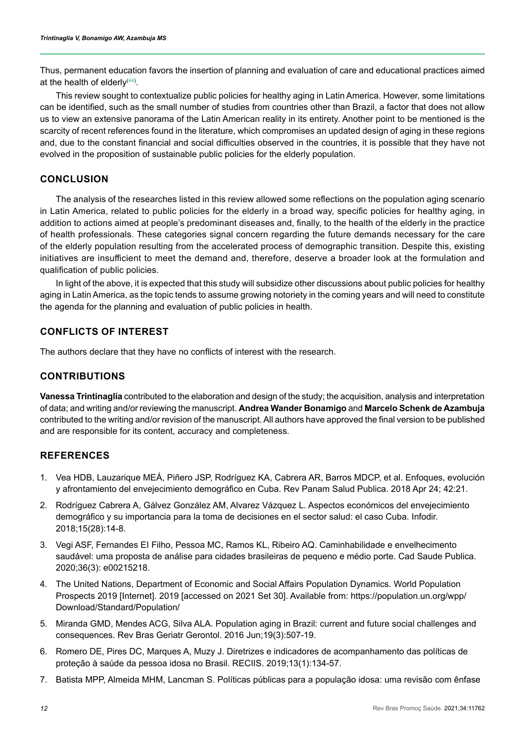Thus, permanent education favors the insertion of planning and evaluation of care and educational practices aimed at the health of elderly[44].

This review sought to contextualize public policies for healthy aging in Latin America. However, some limitations can be identified, such as the small number of studies from countries other than Brazil, a factor that does not allow us to view an extensive panorama of the Latin American reality in its entirety. Another point to be mentioned is the scarcity of recent references found in the literature, which compromises an updated design of aging in these regions and, due to the constant financial and social difficulties observed in the countries, it is possible that they have not evolved in the proposition of sustainable public policies for the elderly population.

## CONCLUSION

The analysis of the researches listed in this review allowed some reflections on the population aging scenario in Latin America, related to public policies for the elderly in a broad way, specific policies for healthy aging, in addition to actions aimed at people's predominant diseases and, finally, to the health of the elderly in the practice of health professionals. These categories signal concern regarding the future demands necessary for the care of the elderly population resulting from the accelerated process of demographic transition. Despite this, existing initiatives are insufficient to meet the demand and, therefore, deserve a broader look at the formulation and qualification of public policies.

In light of the above, it is expected that this study will subsidize other discussions about public policies for healthy aging in Latin America, as the topic tends to assume growing notoriety in the coming years and will need to constitute the agenda for the planning and evaluation of public policies in health.

## CONFLICTS OF INTEREST

The authors declare that they have no conflicts of interest with the research.

## CONTRIBUTIONS

**Vanessa Trintinaglia** contributed to the elaboration and design of the study; the acquisition, analysis and interpretation of data; and writing and/or reviewing the manuscript. **Andrea Wander Bonamigo** and **Marcelo Schenk de Azambuja** contributed to the writing and/or revision of the manuscript. All authors have approved the final version to be published and are responsible for its content, accuracy and completeness.

## REFERENCES

1. Vea HDB, Lauzarique MEÁ, Piñero JSP, Rodríguez KA, Cabrera AR, Barros MDCP, et al. Enfoques, evolución y afrontamiento del envejecimiento demográfico en Cuba. Rev Panam Salud Publica. 2018 Apr 24; 42:21.
2. Rodríguez Cabrera A, Gálvez González AM, Alvarez Vázquez L. Aspectos económicos del envejecimiento demográfico y su importancia para la toma de decisiones en el sector salud: el caso Cuba. Infodir. 2018;15(28):14-8.
3. Vegi ASF, Fernandes EI Filho, Pessoa MC, Ramos KL, Ribeiro AQ. Caminhabilidade e envelhecimento saudável: uma proposta de análise para cidades brasileiras de pequeno e médio porte. Cad Saude Publica. 2020;36(3): e00215218.
4. The United Nations, Department of Economic and Social Affairs Population Dynamics. World Population Prospects 2019 [Internet]. 2019 [accessed on 2021 Set 30]. Available from: https://population.un.org/wpp/Download/Standard/Population/
5. Miranda GMD, Mendes ACG, Silva ALA. Population aging in Brazil: current and future social challenges and consequences. Rev Bras Geriatr Gerontol. 2016 Jun;19(3):507-19.
6. Romero DE, Pires DC, Marques A, Muzy J. Diretrizes e indicadores de acompanhamento das políticas de proteção à saúde da pessoa idosa no Brasil. RECIIS. 2019;13(1):134-57.
7. Batista MPP, Almeida MHM, Lancman S. Políticas públicas para a população idosa: uma revisão com ênfase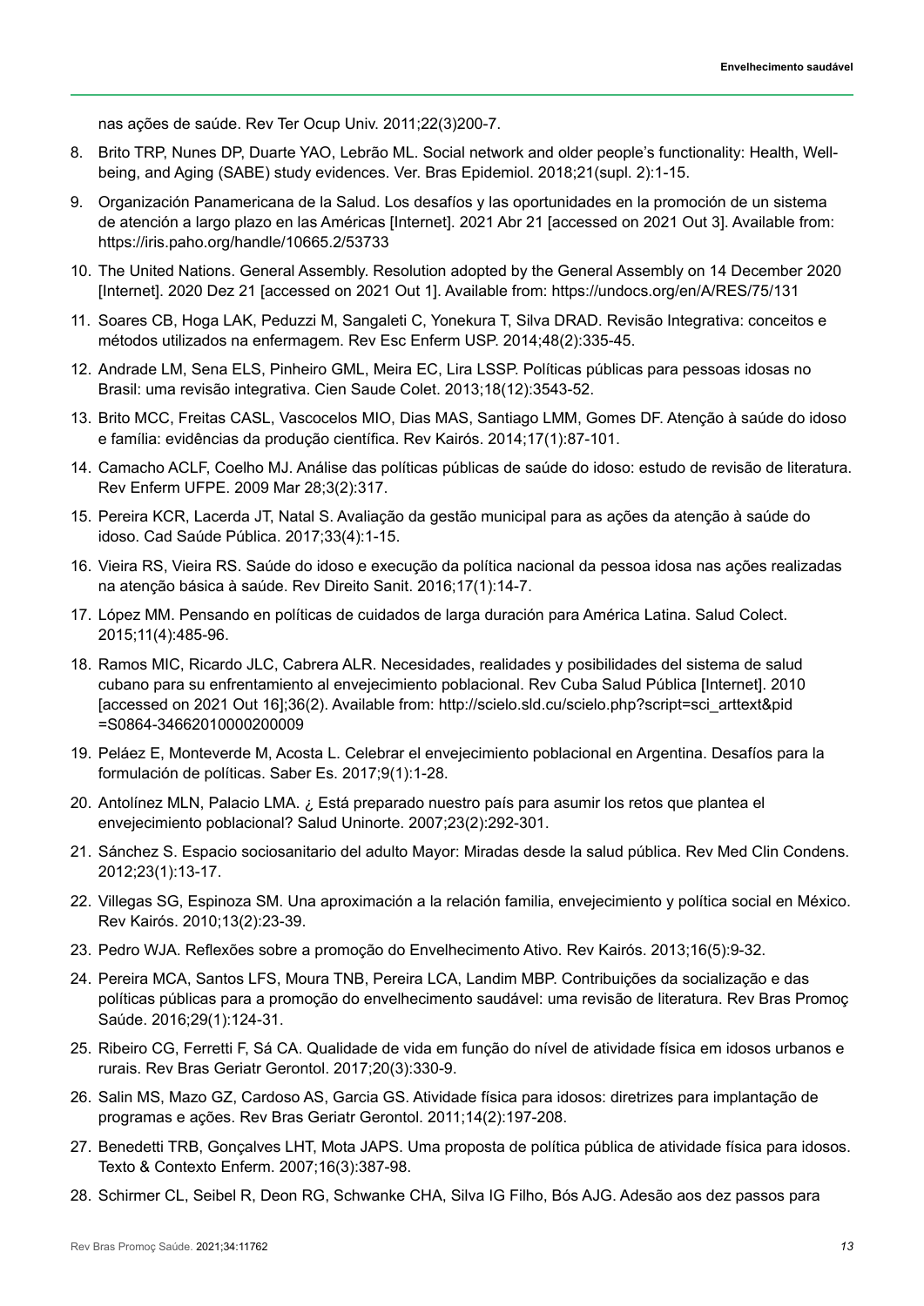nas ações de saúde. Rev Ter Ocup Univ. 2011;22(3)200-7.

8. Brito TRP, Nunes DP, Duarte YAO, Lebrão ML. Social network and older people's functionality: Health, Well-being, and Aging (SABE) study evidences. Ver. Bras Epidemiol. 2018;21(supl. 2):1-15.
9. Organización Panamericana de la Salud. Los desafíos y las oportunidades en la promoción de un sistema de atención a largo plazo en las Américas [Internet]. 2021 Abr 21 [accessed on 2021 Out 3]. Available from: https://iris.paho.org/handle/10665.2/53733
10. The United Nations. General Assembly. Resolution adopted by the General Assembly on 14 December 2020 [Internet]. 2020 Dez 21 [accessed on 2021 Out 1]. Available from: https://undocs.org/en/A/RES/75/131
11. Soares CB, Hoga LAK, Peduzzi M, Sangaleti C, Yonekura T, Silva DRAD. Revisão Integrativa: conceitos e métodos utilizados na enfermagem. Rev Esc Enferm USP. 2014;48(2):335-45.
12. Andrade LM, Sena ELS, Pinheiro GML, Meira EC, Lira LSSP. Políticas públicas para pessoas idosas no Brasil: uma revisão integrativa. Cien Saude Colet. 2013;18(12):3543-52.
13. Brito MCC, Freitas CASL, Vascocelos MIO, Dias MAS, Santiago LMM, Gomes DF. Atenção à saúde do idoso e família: evidências da produção científica. Rev Kairós. 2014;17(1):87-101.
14. Camacho ACLF, Coelho MJ. Análise das políticas públicas de saúde do idoso: estudo de revisão de literatura. Rev Enferm UFPE. 2009 Mar 28;3(2):317.
15. Pereira KCR, Lacerda JT, Natal S. Avaliação da gestão municipal para as ações da atenção à saúde do idoso. Cad Saúde Pública. 2017;33(4):1-15.
16. Vieira RS, Vieira RS. Saúde do idoso e execução da política nacional da pessoa idosa nas ações realizadas na atenção básica à saúde. Rev Direito Sanit. 2016;17(1):14-7.
17. López MM. Pensando en políticas de cuidados de larga duración para América Latina. Salud Colect. 2015;11(4):485-96.
18. Ramos MIC, Ricardo JLC, Cabrera ALR. Necesidades, realidades y posibilidades del sistema de salud cubano para su enfrentamiento al envejecimiento poblacional. Rev Cuba Salud Pública [Internet]. 2010 [accessed on 2021 Out 16];36(2). Available from: http://scielo.sld.cu/scielo.php?script=sci_arttext&pid=S0864-34662010000200009
19. Peláez E, Monteverde M, Acosta L. Celebrar el envejecimiento poblacional en Argentina. Desafíos para la formulación de políticas. Saber Es. 2017;9(1):1-28.
20. Antolínez MLN, Palacio LMA. ¿ Está preparado nuestro país para asumir los retos que plantea el envejecimiento poblacional? Salud Uninorte. 2007;23(2):292-301.
21. Sánchez S. Espacio sociosanitario del adulto Mayor: Miradas desde la salud pública. Rev Med Clin Condens. 2012;23(1):13-17.
22. Villegas SG, Espinoza SM. Una aproximación a la relación familia, envejecimiento y política social en México. Rev Kairós. 2010;13(2):23-39.
23. Pedro WJA. Reflexões sobre a promoção do Envelhecimento Ativo. Rev Kairós. 2013;16(5):9-32.
24. Pereira MCA, Santos LFS, Moura TNB, Pereira LCA, Landim MBP. Contribuições da socialização e das políticas públicas para a promoção do envelhecimento saudável: uma revisão de literatura. Rev Bras Promoç Saúde. 2016;29(1):124-31.
25. Ribeiro CG, Ferretti F, Sá CA. Qualidade de vida em função do nível de atividade física em idosos urbanos e rurais. Rev Bras Geriatr Gerontol. 2017;20(3):330-9.
26. Salin MS, Mazo GZ, Cardoso AS, Garcia GS. Atividade física para idosos: diretrizes para implantação de programas e ações. Rev Bras Geriatr Gerontol. 2011;14(2):197-208.
27. Benedetti TRB, Gonçalves LHT, Mota JAPS. Uma proposta de política pública de atividade física para idosos. Texto & Contexto Enferm. 2007;16(3):387-98.
28. Schirmer CL, Seibel R, Deon RG, Schwanke CHA, Silva IG Filho, Bós AJG. Adesão aos dez passos para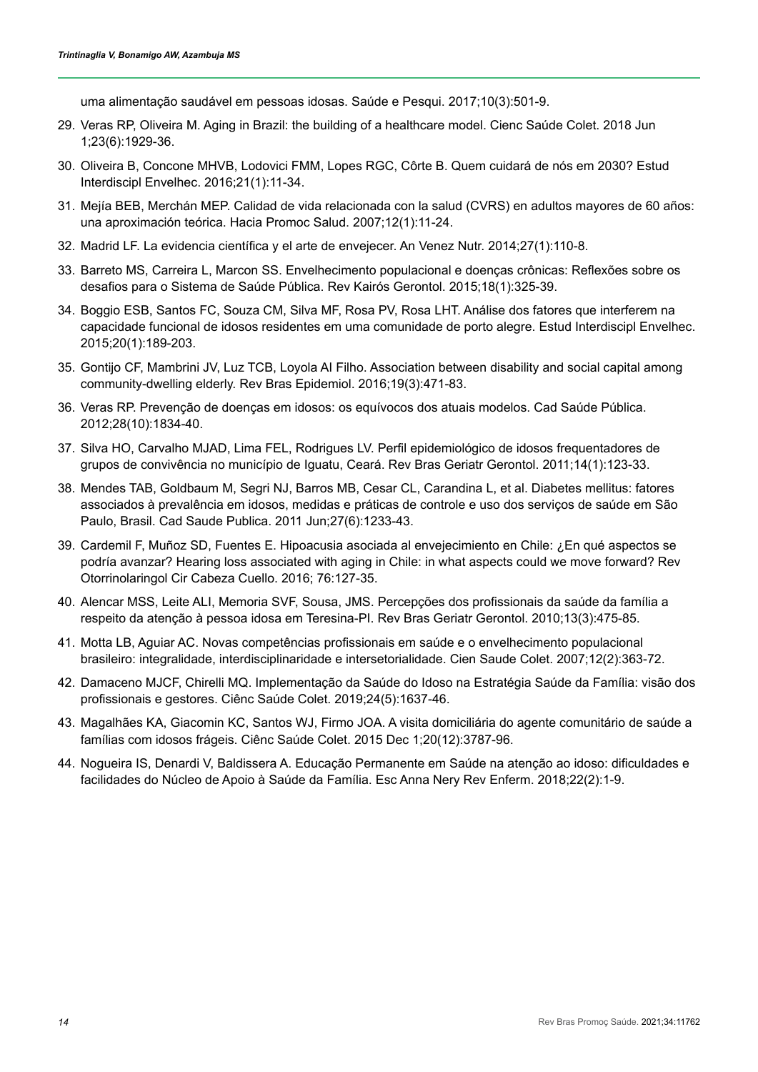uma alimentação saudável em pessoas idosas. Saúde e Pesqui. 2017;10(3):501-9.

29. Veras RP, Oliveira M. Aging in Brazil: the building of a healthcare model. Cienc Saúde Colet. 2018 Jun 1;23(6):1929-36.

30. Oliveira B, Concone MHVB, Lodovici FMM, Lopes RGC, Côrte B. Quem cuidará de nós em 2030? Estud Interdiscipl Envelhec. 2016;21(1):11-34.

31. Mejía BEB, Merchán MEP. Calidad de vida relacionada con la salud (CVRS) en adultos mayores de 60 años: una aproximación teórica. Hacia Promoc Salud. 2007;12(1):11-24.

32. Madrid LF. La evidencia científica y el arte de envejecer. An Venez Nutr. 2014;27(1):110-8.

33. Barreto MS, Carreira L, Marcon SS. Envelhecimento populacional e doenças crônicas: Reflexões sobre os desafios para o Sistema de Saúde Pública. Rev Kairós Gerontol. 2015;18(1):325-39.

34. Boggio ESB, Santos FC, Souza CM, Silva MF, Rosa PV, Rosa LHT. Análise dos fatores que interferem na capacidade funcional de idosos residentes em uma comunidade de porto alegre. Estud Interdiscipl Envelhec. 2015;20(1):189-203.

35. Gontijo CF, Mambrini JV, Luz TCB, Loyola AI Filho. Association between disability and social capital among community-dwelling elderly. Rev Bras Epidemiol. 2016;19(3):471-83.

36. Veras RP. Prevenção de doenças em idosos: os equívocos dos atuais modelos. Cad Saúde Pública. 2012;28(10):1834-40.

37. Silva HO, Carvalho MJAD, Lima FEL, Rodrigues LV. Perfil epidemiológico de idosos frequentadores de grupos de convivência no município de Iguatu, Ceará. Rev Bras Geriatr Gerontol. 2011;14(1):123-33.

38. Mendes TAB, Goldbaum M, Segri NJ, Barros MB, Cesar CL, Carandina L, et al. Diabetes mellitus: fatores associados à prevalência em idosos, medidas e práticas de controle e uso dos serviços de saúde em São Paulo, Brasil. Cad Saude Publica. 2011 Jun;27(6):1233-43.

39. Cardemil F, Muñoz SD, Fuentes E. Hipoacusia asociada al envejecimiento en Chile: ¿En qué aspectos se podría avanzar? Hearing loss associated with aging in Chile: in what aspects could we move forward? Rev Otorrinolaringol Cir Cabeza Cuello. 2016; 76:127-35.

40. Alencar MSS, Leite ALI, Memoria SVF, Sousa, JMS. Percepções dos profissionais da saúde da família a respeito da atenção à pessoa idosa em Teresina-PI. Rev Bras Geriatr Gerontol. 2010;13(3):475-85.

41. Motta LB, Aguiar AC. Novas competências profissionais em saúde e o envelhecimento populacional brasileiro: integralidade, interdisciplinaridade e intersetorialidade. Cien Saude Colet. 2007;12(2):363-72.

42. Damaceno MJCF, Chirelli MQ. Implementação da Saúde do Idoso na Estratégia Saúde da Família: visão dos profissionais e gestores. Ciênc Saúde Colet. 2019;24(5):1637-46.

43. Magalhães KA, Giacomin KC, Santos WJ, Firmo JOA. A visita domiciliária do agente comunitário de saúde a famílias com idosos frágeis. Ciênc Saúde Colet. 2015 Dec 1;20(12):3787-96.

44. Nogueira IS, Denardi V, Baldissera A. Educação Permanente em Saúde na atenção ao idoso: dificuldades e facilidades do Núcleo de Apoio à Saúde da Família. Esc Anna Nery Rev Enferm. 2018;22(2):1-9.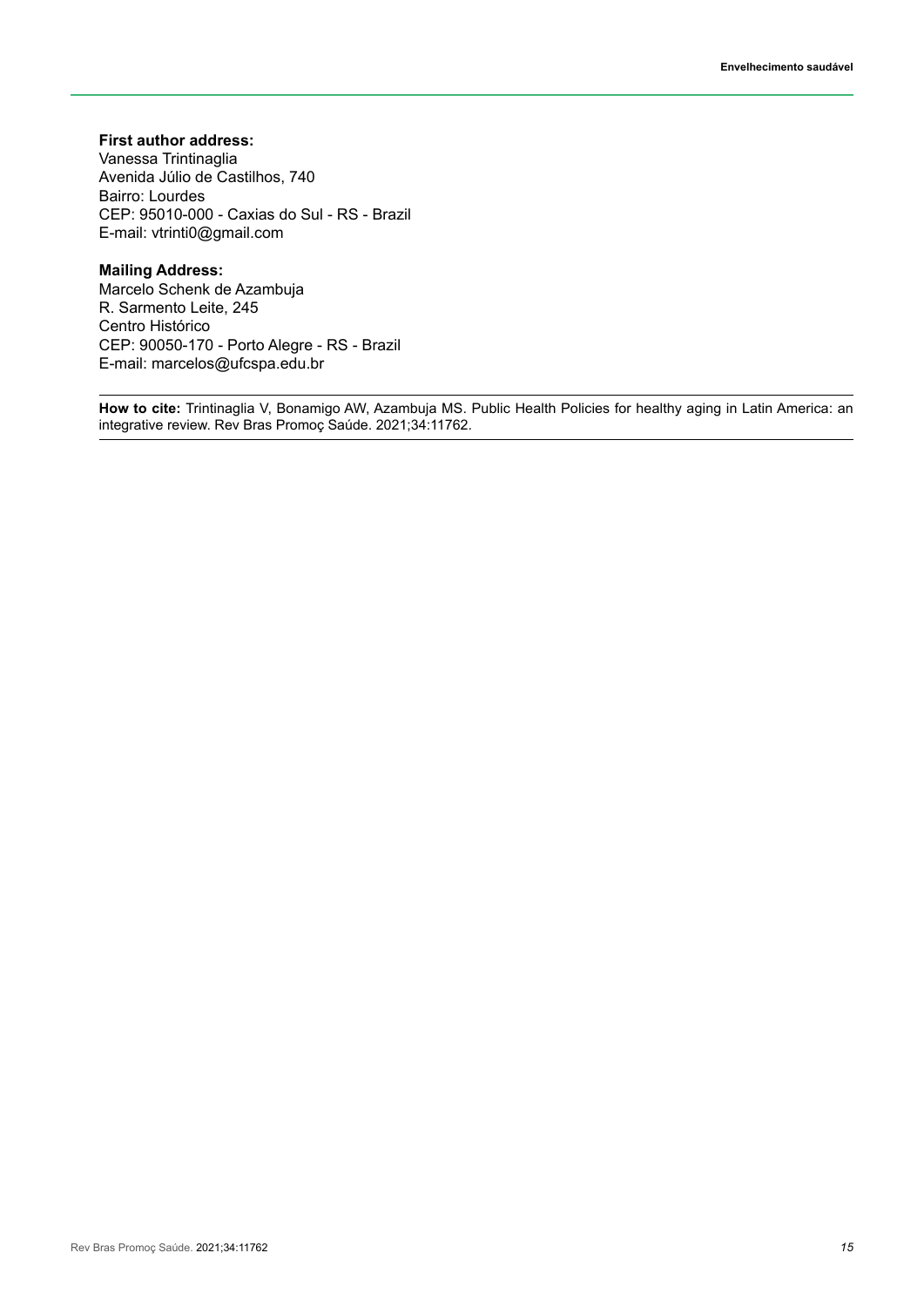**First author address:**
Vanessa Trintinaglia
Avenida Júlio de Castilhos, 740
Bairro: Lourdes
CEP: 95010-000 - Caxias do Sul - RS - Brazil
E-mail: vtrinti0@gmail.com

**Mailing Address:**
Marcelo Schenk de Azambuja
R. Sarmento Leite, 245
Centro Histórico
CEP: 90050-170 - Porto Alegre - RS - Brazil
E-mail: marcelos@ufcspa.edu.br

---

**How to cite:** Trintinaglia V, Bonamigo AW, Azambuja MS. Public Health Policies for healthy aging in Latin America: an integrative review. Rev Bras Promoç Saúde. 2021;34:11762.

---